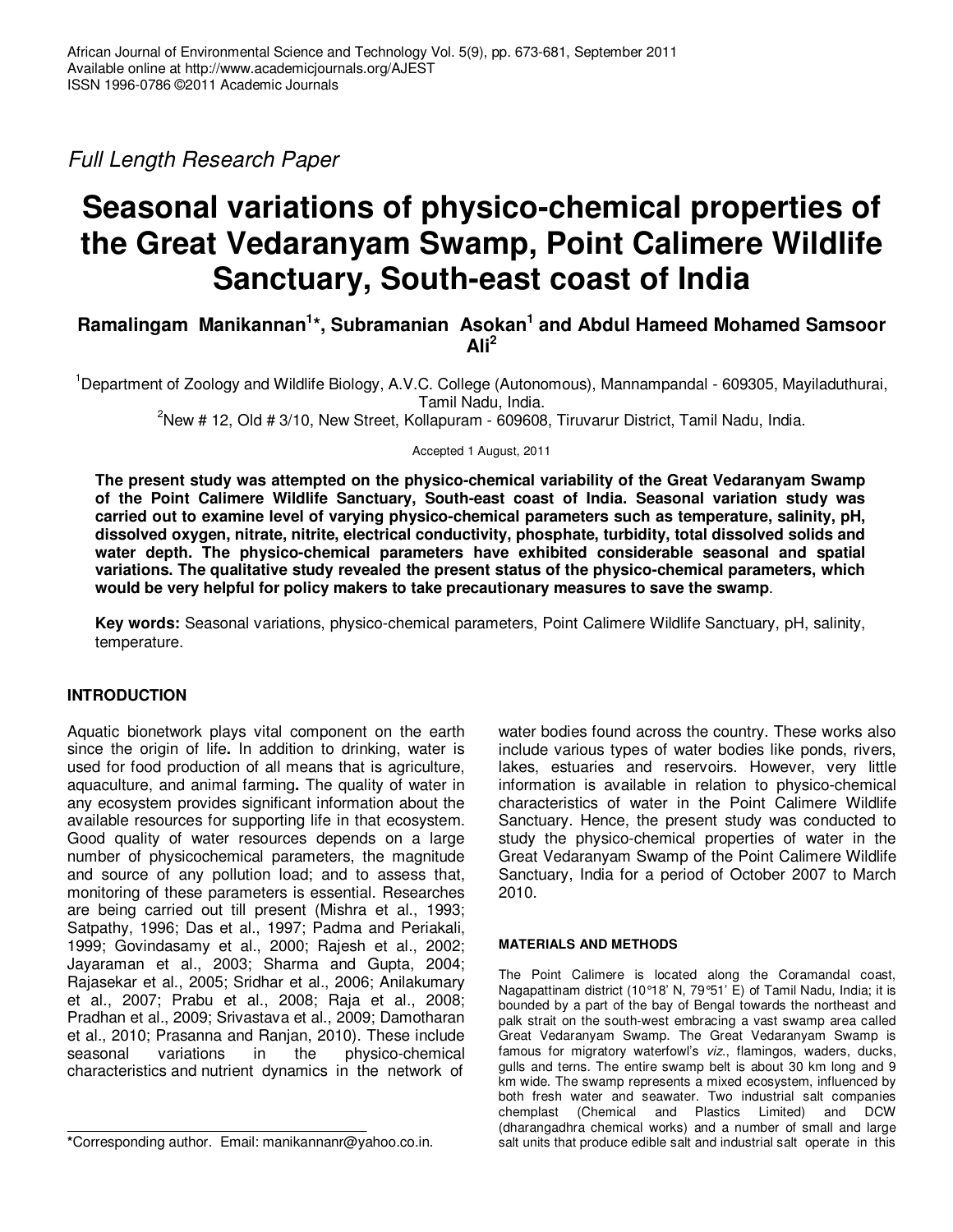*Full Length Research Paper*

# Seasonal variations of physico-chemical properties of the Great Vedaranyam Swamp, Point Calimere Wildlife Sanctuary, South-east coast of India

**Ramalingam Manikannan[1]\*, Subramanian Asokan[1] and Abdul Hameed Mohamed Samsoor Ali[2]**

[1]Department of Zoology and Wildlife Biology, A.V.C. College (Autonomous), Mannampandal - 609305, Mayiladuthurai, Tamil Nadu, India.

[2]New # 12, Old # 3/10, New Street, Kollapuram - 609608, Tiruvarur District, Tamil Nadu, India.

Accepted 1 August, 2011

**The present study was attempted on the physico-chemical variability of the Great Vedaranyam Swamp of the Point Calimere Wildlife Sanctuary, South-east coast of India. Seasonal variation study was carried out to examine level of varying physico-chemical parameters such as temperature, salinity, pH, dissolved oxygen, nitrate, nitrite, electrical conductivity, phosphate, turbidity, total dissolved solids and water depth. The physico-chemical parameters have exhibited considerable seasonal and spatial variations. The qualitative study revealed the present status of the physico-chemical parameters, which would be very helpful for policy makers to take precautionary measures to save the swamp.**

**Key words:** Seasonal variations, physico-chemical parameters, Point Calimere Wildlife Sanctuary, pH, salinity, temperature.

## INTRODUCTION

Aquatic bionetwork plays vital component on the earth since the origin of life**.** In addition to drinking, water is used for food production of all means that is agriculture, aquaculture, and animal farming**.** The quality of water in any ecosystem provides significant information about the available resources for supporting life in that ecosystem. Good quality of water resources depends on a large number of physicochemical parameters, the magnitude and source of any pollution load; and to assess that, monitoring of these parameters is essential. Researches are being carried out till present (Mishra et al., 1993; Satpathy, 1996; Das et al., 1997; Padma and Periakali, 1999; Govindasamy et al., 2000; Rajesh et al., 2002; Jayaraman et al., 2003; Sharma and Gupta, 2004; Rajasekar et al., 2005; Sridhar et al., 2006; Anilakumary et al., 2007; Prabu et al., 2008; Raja et al., 2008; Pradhan et al., 2009; Srivastava et al., 2009; Damotharan et al., 2010; Prasanna and Ranjan, 2010). These include seasonal variations in the physico-chemical characteristics and nutrient dynamics in the network of water bodies found across the country. These works also include various types of water bodies like ponds, rivers, lakes, estuaries and reservoirs. However, very little information is available in relation to physico-chemical characteristics of water in the Point Calimere Wildlife Sanctuary. Hence, the present study was conducted to study the physico-chemical properties of water in the Great Vedaranyam Swamp of the Point Calimere Wildlife Sanctuary, India for a period of October 2007 to March 2010.

### MATERIALS AND METHODS

The Point Calimere is located along the Coramandal coast, Nagapattinam district (10°18' N, 79°51' E) of Tamil Nadu, India; it is bounded by a part of the bay of Bengal towards the northeast and palk strait on the south-west embracing a vast swamp area called Great Vedaranyam Swamp. The Great Vedaranyam Swamp is famous for migratory waterfowl's *viz*., flamingos, waders, ducks, gulls and terns. The entire swamp belt is about 30 km long and 9 km wide. The swamp represents a mixed ecosystem, influenced by both fresh water and seawater. Two industrial salt companies chemplast (Chemical and Plastics Limited) and DCW (dharangadhra chemical works) and a number of small and large salt units that produce edible salt and industrial salt operate in this

\*Corresponding author. Email: manikannanr@yahoo.co.in.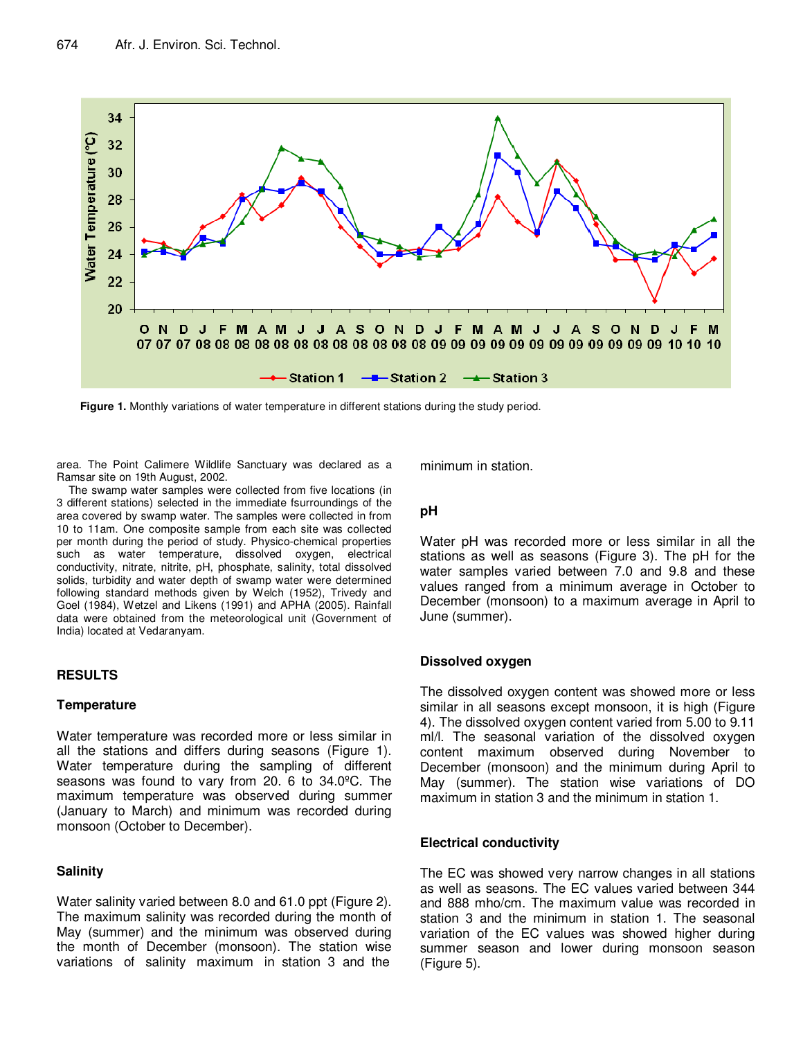Figure 1. Monthly variations of water temperature in different stations during the study period.

area. The Point Calimere Wildlife Sanctuary was declared as a Ramsar site on 19th August, 2002.

The swamp water samples were collected from five locations (in 3 different stations) selected in the immediate fsurroundings of the area covered by swamp water. The samples were collected in from 10 to 11am. One composite sample from each site was collected per month during the period of study. Physico-chemical properties such as water temperature, dissolved oxygen, electrical conductivity, nitrate, nitrite, pH, phosphate, salinity, total dissolved solids, turbidity and water depth of swamp water were determined following standard methods given by Welch (1952), Trivedy and Goel (1984), Wetzel and Likens (1991) and APHA (2005). Rainfall data were obtained from the meteorological unit (Government of India) located at Vedaranyam.

## RESULTS

### Temperature

Water temperature was recorded more or less similar in all the stations and differs during seasons (Figure 1). Water temperature during the sampling of different seasons was found to vary from 20. 6 to 34.0ºC. The maximum temperature was observed during summer (January to March) and minimum was recorded during monsoon (October to December).

### Salinity

Water salinity varied between 8.0 and 61.0 ppt (Figure 2). The maximum salinity was recorded during the month of May (summer) and the minimum was observed during the month of December (monsoon). The station wise variations of salinity maximum in station 3 and the minimum in station.

### pH

Water pH was recorded more or less similar in all the stations as well as seasons (Figure 3). The pH for the water samples varied between 7.0 and 9.8 and these values ranged from a minimum average in October to December (monsoon) to a maximum average in April to June (summer).

### Dissolved oxygen

The dissolved oxygen content was showed more or less similar in all seasons except monsoon, it is high (Figure 4). The dissolved oxygen content varied from 5.00 to 9.11 ml/l. The seasonal variation of the dissolved oxygen content maximum observed during November to December (monsoon) and the minimum during April to May (summer). The station wise variations of DO maximum in station 3 and the minimum in station 1.

### Electrical conductivity

The EC was showed very narrow changes in all stations as well as seasons. The EC values varied between 344 and 888 mho/cm. The maximum value was recorded in station 3 and the minimum in station 1. The seasonal variation of the EC values was showed higher during summer season and lower during monsoon season (Figure 5).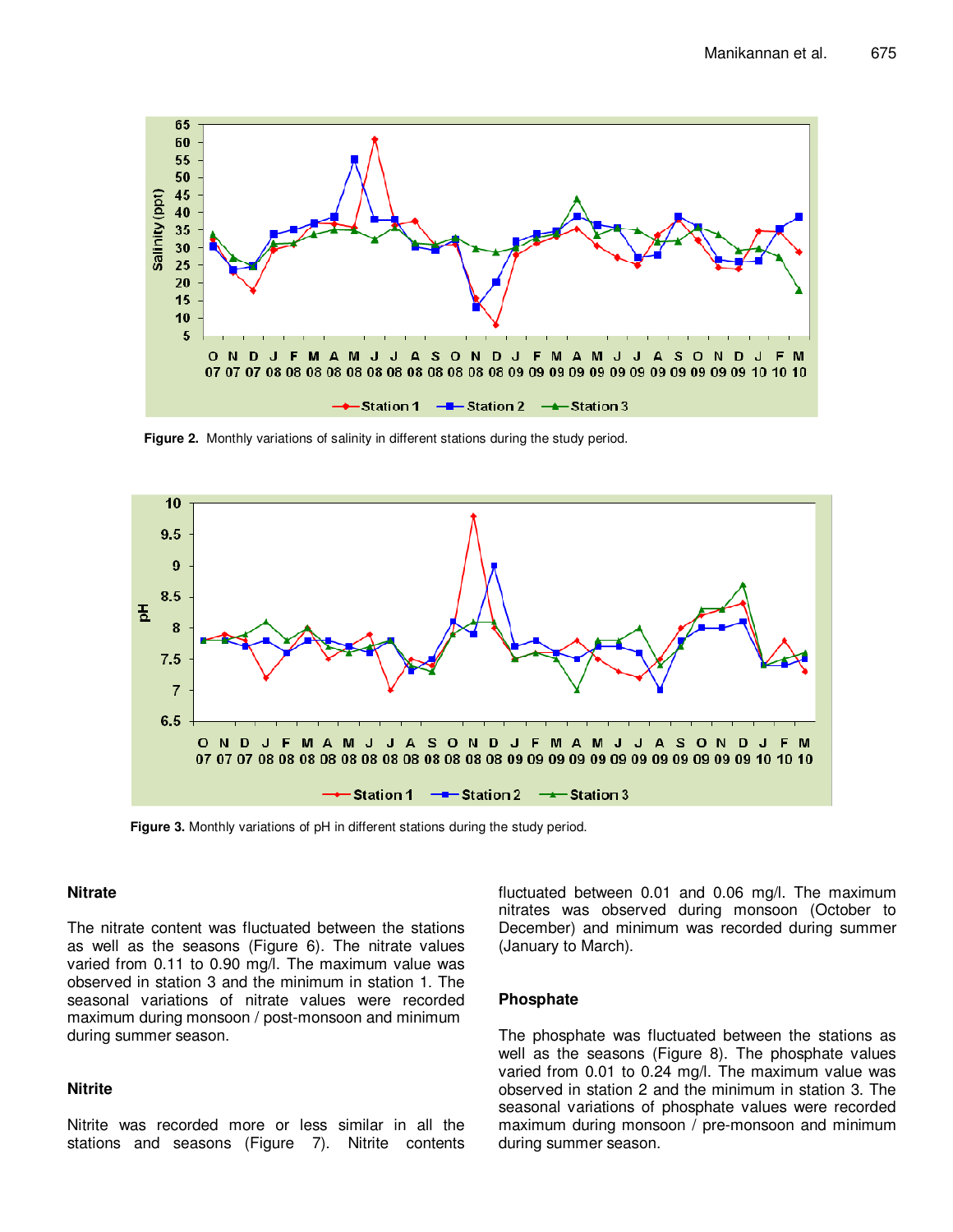Figure 2. Monthly variations of salinity in different stations during the study period.

Figure 3. Monthly variations of pH in different stations during the study period.

### Nitrate

The nitrate content was fluctuated between the stations as well as the seasons (Figure 6). The nitrate values varied from 0.11 to 0.90 mg/l. The maximum value was observed in station 3 and the minimum in station 1. The seasonal variations of nitrate values were recorded maximum during monsoon / post-monsoon and minimum during summer season.

### Nitrite

Nitrite was recorded more or less similar in all the stations and seasons (Figure 7). Nitrite contents fluctuated between 0.01 and 0.06 mg/l. The maximum nitrates was observed during monsoon (October to December) and minimum was recorded during summer (January to March).

### Phosphate

The phosphate was fluctuated between the stations as well as the seasons (Figure 8). The phosphate values varied from 0.01 to 0.24 mg/l. The maximum value was observed in station 2 and the minimum in station 3. The seasonal variations of phosphate values were recorded maximum during monsoon / pre-monsoon and minimum during summer season.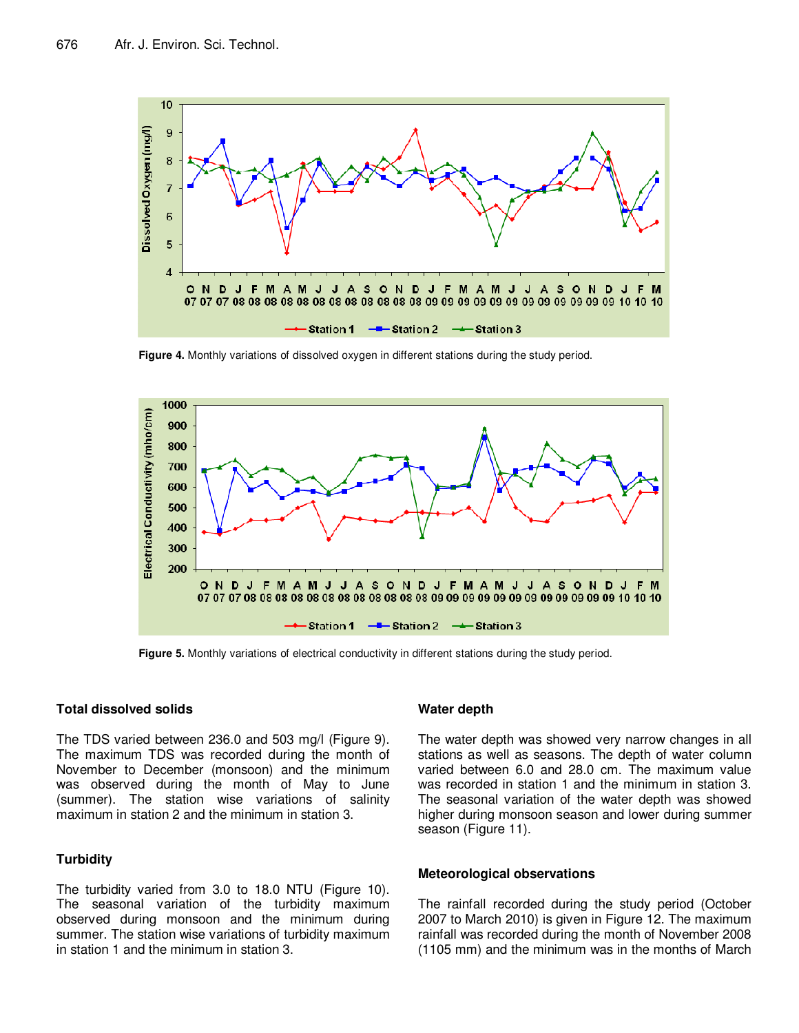Figure 4. Monthly variations of dissolved oxygen in different stations during the study period.

Figure 5. Monthly variations of electrical conductivity in different stations during the study period.

### Total dissolved solids

The TDS varied between 236.0 and 503 mg/l (Figure 9). The maximum TDS was recorded during the month of November to December (monsoon) and the minimum was observed during the month of May to June (summer). The station wise variations of salinity maximum in station 2 and the minimum in station 3.

### Turbidity

The turbidity varied from 3.0 to 18.0 NTU (Figure 10). The seasonal variation of the turbidity maximum observed during monsoon and the minimum during summer. The station wise variations of turbidity maximum in station 1 and the minimum in station 3.

### Water depth

The water depth was showed very narrow changes in all stations as well as seasons. The depth of water column varied between 6.0 and 28.0 cm. The maximum value was recorded in station 1 and the minimum in station 3. The seasonal variation of the water depth was showed higher during monsoon season and lower during summer season (Figure 11).

### Meteorological observations

The rainfall recorded during the study period (October 2007 to March 2010) is given in Figure 12. The maximum rainfall was recorded during the month of November 2008 (1105 mm) and the minimum was in the months of March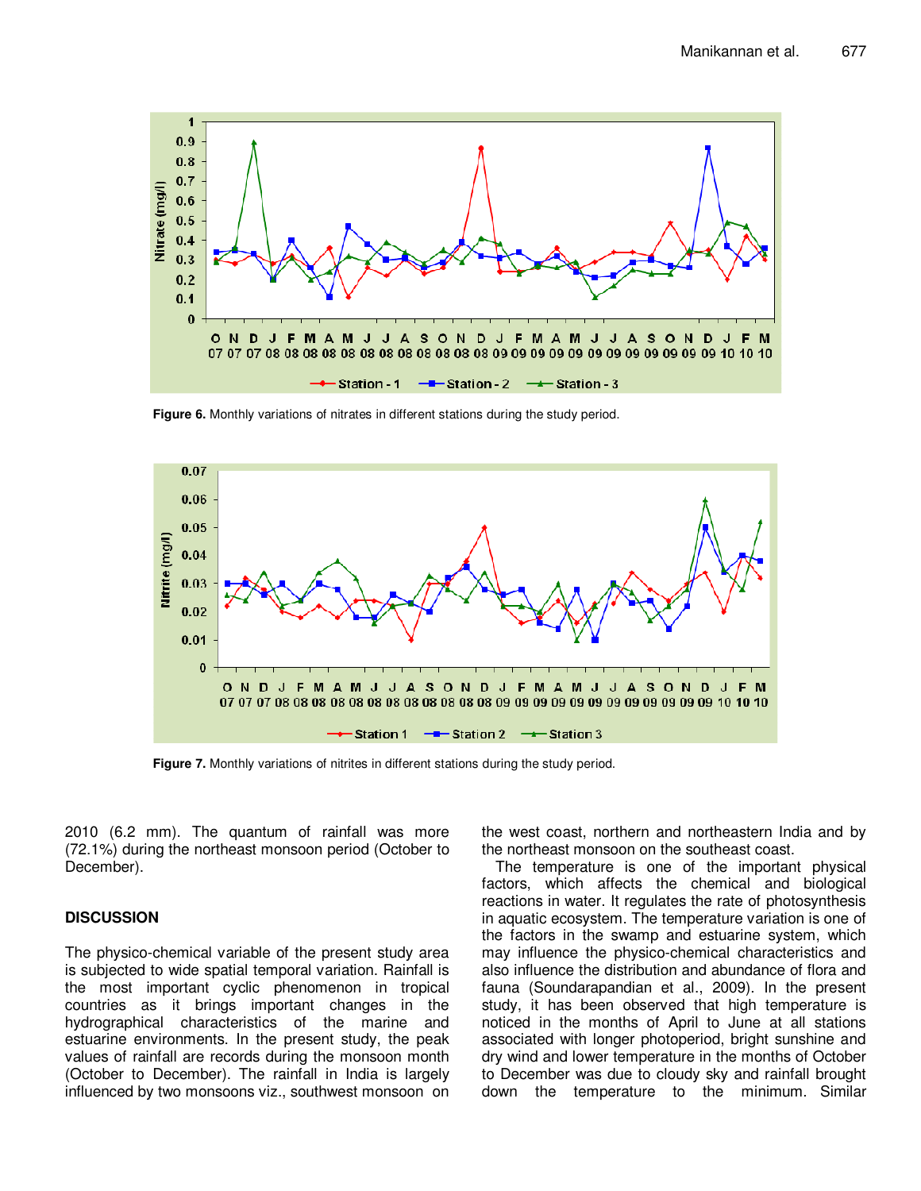Figure 6. Monthly variations of nitrates in different stations during the study period.

Figure 7. Monthly variations of nitrites in different stations during the study period.

2010 (6.2 mm). The quantum of rainfall was more (72.1%) during the northeast monsoon period (October to December).

## DISCUSSION

The physico-chemical variable of the present study area is subjected to wide spatial temporal variation. Rainfall is the most important cyclic phenomenon in tropical countries as it brings important changes in the hydrographical characteristics of the marine and estuarine environments. In the present study, the peak values of rainfall are records during the monsoon month (October to December). The rainfall in India is largely influenced by two monsoons viz., southwest monsoon on the west coast, northern and northeastern India and by the northeast monsoon on the southeast coast.

The temperature is one of the important physical factors, which affects the chemical and biological reactions in water. It regulates the rate of photosynthesis in aquatic ecosystem. The temperature variation is one of the factors in the swamp and estuarine system, which may influence the physico-chemical characteristics and also influence the distribution and abundance of flora and fauna (Soundarapandian et al., 2009). In the present study, it has been observed that high temperature is noticed in the months of April to June at all stations associated with longer photoperiod, bright sunshine and dry wind and lower temperature in the months of October to December was due to cloudy sky and rainfall brought down the temperature to the minimum. Similar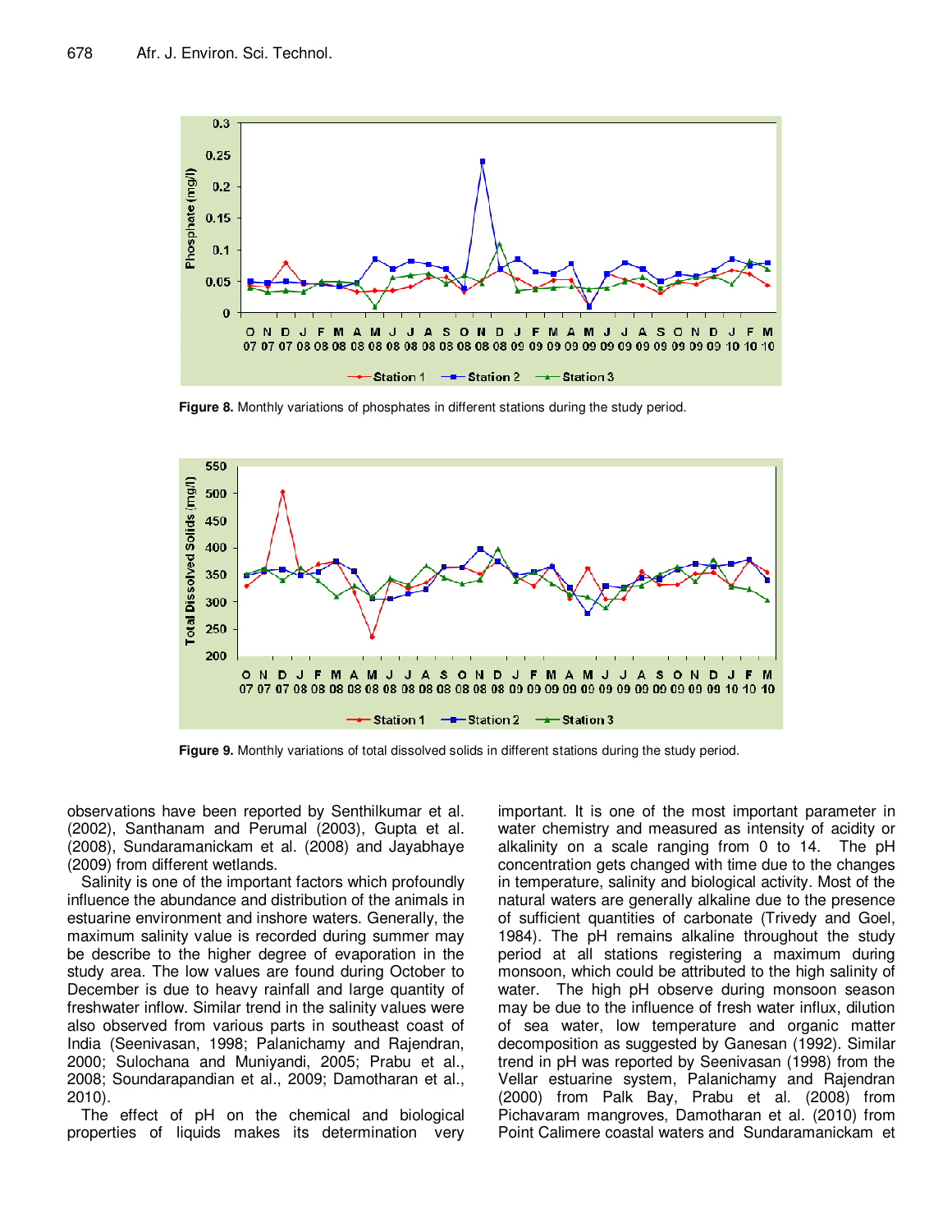Figure 8. Monthly variations of phosphates in different stations during the study period.

Figure 9. Monthly variations of total dissolved solids in different stations during the study period.

observations have been reported by Senthilkumar et al. (2002), Santhanam and Perumal (2003), Gupta et al. (2008), Sundaramanickam et al. (2008) and Jayabhaye (2009) from different wetlands.

Salinity is one of the important factors which profoundly influence the abundance and distribution of the animals in estuarine environment and inshore waters. Generally, the maximum salinity value is recorded during summer may be describe to the higher degree of evaporation in the study area. The low values are found during October to December is due to heavy rainfall and large quantity of freshwater inflow. Similar trend in the salinity values were also observed from various parts in southeast coast of India (Seenivasan, 1998; Palanichamy and Rajendran, 2000; Sulochana and Muniyandi, 2005; Prabu et al., 2008; Soundarapandian et al., 2009; Damotharan et al., 2010).

The effect of pH on the chemical and biological properties of liquids makes its determination very important. It is one of the most important parameter in water chemistry and measured as intensity of acidity or alkalinity on a scale ranging from 0 to 14. The pH concentration gets changed with time due to the changes in temperature, salinity and biological activity. Most of the natural waters are generally alkaline due to the presence of sufficient quantities of carbonate (Trivedy and Goel, 1984). The pH remains alkaline throughout the study period at all stations registering a maximum during monsoon, which could be attributed to the high salinity of water. The high pH observe during monsoon season may be due to the influence of fresh water influx, dilution of sea water, low temperature and organic matter decomposition as suggested by Ganesan (1992). Similar trend in pH was reported by Seenivasan (1998) from the Vellar estuarine system, Palanichamy and Rajendran (2000) from Palk Bay, Prabu et al. (2008) from Pichavaram mangroves, Damotharan et al. (2010) from Point Calimere coastal waters and Sundaramanickam et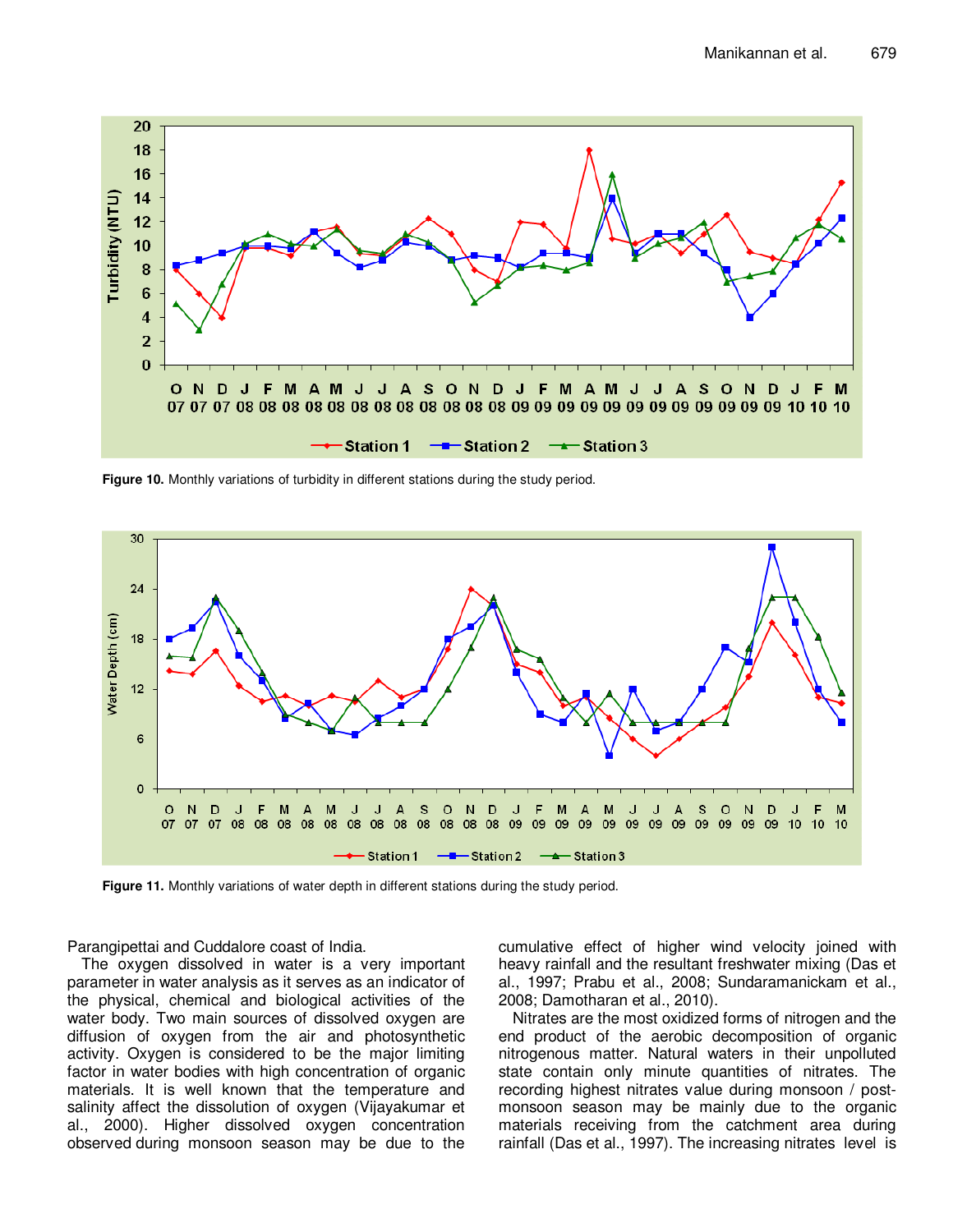Figure 10. Monthly variations of turbidity in different stations during the study period.

Figure 11. Monthly variations of water depth in different stations during the study period.

Parangipettai and Cuddalore coast of India.

The oxygen dissolved in water is a very important parameter in water analysis as it serves as an indicator of the physical, chemical and biological activities of the water body. Two main sources of dissolved oxygen are diffusion of oxygen from the air and photosynthetic activity. Oxygen is considered to be the major limiting factor in water bodies with high concentration of organic materials. It is well known that the temperature and salinity affect the dissolution of oxygen (Vijayakumar et al., 2000). Higher dissolved oxygen concentration observed during monsoon season may be due to the cumulative effect of higher wind velocity joined with heavy rainfall and the resultant freshwater mixing (Das et al., 1997; Prabu et al., 2008; Sundaramanickam et al., 2008; Damotharan et al., 2010).

Nitrates are the most oxidized forms of nitrogen and the end product of the aerobic decomposition of organic nitrogenous matter. Natural waters in their unpolluted state contain only minute quantities of nitrates. The recording highest nitrates value during monsoon / post-monsoon season may be mainly due to the organic materials receiving from the catchment area during rainfall (Das et al., 1997). The increasing nitrates level is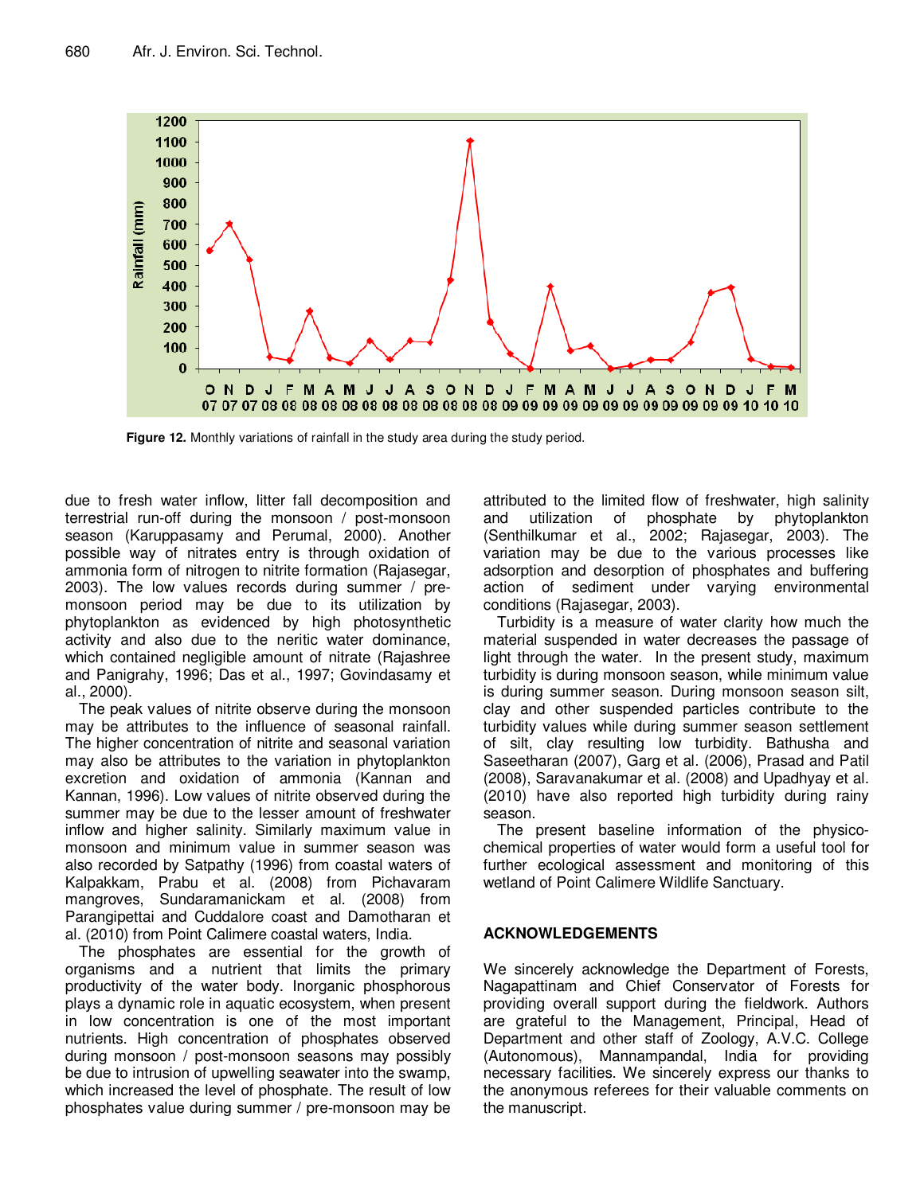Figure 12. Monthly variations of rainfall in the study area during the study period.

due to fresh water inflow, litter fall decomposition and terrestrial run-off during the monsoon / post-monsoon season (Karuppasamy and Perumal, 2000). Another possible way of nitrates entry is through oxidation of ammonia form of nitrogen to nitrite formation (Rajasegar, 2003). The low values records during summer / pre-monsoon period may be due to its utilization by phytoplankton as evidenced by high photosynthetic activity and also due to the neritic water dominance, which contained negligible amount of nitrate (Rajashree and Panigrahy, 1996; Das et al., 1997; Govindasamy et al., 2000).

The peak values of nitrite observe during the monsoon may be attributes to the influence of seasonal rainfall. The higher concentration of nitrite and seasonal variation may also be attributes to the variation in phytoplankton excretion and oxidation of ammonia (Kannan and Kannan, 1996). Low values of nitrite observed during the summer may be due to the lesser amount of freshwater inflow and higher salinity. Similarly maximum value in monsoon and minimum value in summer season was also recorded by Satpathy (1996) from coastal waters of Kalpakkam, Prabu et al. (2008) from Pichavaram mangroves, Sundaramanickam et al. (2008) from Parangipettai and Cuddalore coast and Damotharan et al. (2010) from Point Calimere coastal waters, India.

The phosphates are essential for the growth of organisms and a nutrient that limits the primary productivity of the water body. Inorganic phosphorous plays a dynamic role in aquatic ecosystem, when present in low concentration is one of the most important nutrients. High concentration of phosphates observed during monsoon / post-monsoon seasons may possibly be due to intrusion of upwelling seawater into the swamp, which increased the level of phosphate. The result of low phosphates value during summer / pre-monsoon may be attributed to the limited flow of freshwater, high salinity and utilization of phosphate by phytoplankton (Senthilkumar et al., 2002; Rajasegar, 2003). The variation may be due to the various processes like adsorption and desorption of phosphates and buffering action of sediment under varying environmental conditions (Rajasegar, 2003).

Turbidity is a measure of water clarity how much the material suspended in water decreases the passage of light through the water. In the present study, maximum turbidity is during monsoon season, while minimum value is during summer season. During monsoon season silt, clay and other suspended particles contribute to the turbidity values while during summer season settlement of silt, clay resulting low turbidity. Bathusha and Saseetharan (2007), Garg et al. (2006), Prasad and Patil (2008), Saravanakumar et al. (2008) and Upadhyay et al. (2010) have also reported high turbidity during rainy season.

The present baseline information of the physico-chemical properties of water would form a useful tool for further ecological assessment and monitoring of this wetland of Point Calimere Wildlife Sanctuary.

## ACKNOWLEDGEMENTS

We sincerely acknowledge the Department of Forests, Nagapattinam and Chief Conservator of Forests for providing overall support during the fieldwork. Authors are grateful to the Management, Principal, Head of Department and other staff of Zoology, A.V.C. College (Autonomous), Mannampandal, India for providing necessary facilities. We sincerely express our thanks to the anonymous referees for their valuable comments on the manuscript.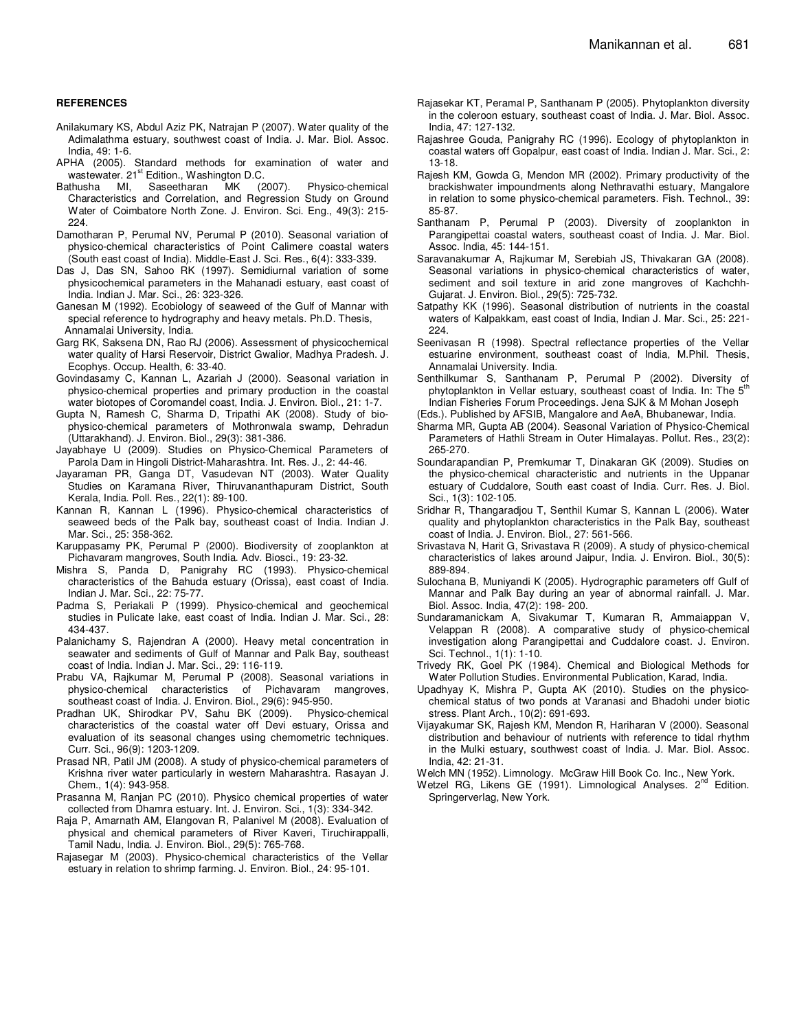**REFERENCES**

Anilakumary KS, Abdul Aziz PK, Natrajan P (2007). Water quality of the Adimalathma estuary, southwest coast of India. J. Mar. Biol. Assoc. India, 49: 1-6.

APHA (2005). Standard methods for examination of water and wastewater. 21st Edition., Washington D.C.

Bathusha MI, Saseetharan MK (2007). Physico-chemical Characteristics and Correlation, and Regression Study on Ground Water of Coimbatore North Zone. J. Environ. Sci. Eng., 49(3): 215-224.

Damotharan P, Perumal NV, Perumal P (2010). Seasonal variation of physico-chemical characteristics of Point Calimere coastal waters (South east coast of India). Middle-East J. Sci. Res., 6(4): 333-339.

Das J, Das SN, Sahoo RK (1997). Semidiurnal variation of some physicochemical parameters in the Mahanadi estuary, east coast of India. Indian J. Mar. Sci., 26: 323-326.

Ganesan M (1992). Ecobiology of seaweed of the Gulf of Mannar with special reference to hydrography and heavy metals. Ph.D. Thesis, Annamalai University, India.

Garg RK, Saksena DN, Rao RJ (2006). Assessment of physicochemical water quality of Harsi Reservoir, District Gwalior, Madhya Pradesh. J. Ecophys. Occup. Health, 6: 33-40.

Govindasamy C, Kannan L, Azariah J (2000). Seasonal variation in physico-chemical properties and primary production in the coastal water biotopes of Coromandel coast, India. J. Environ. Biol., 21: 1-7.

Gupta N, Ramesh C, Sharma D, Tripathi AK (2008). Study of bio-physico-chemical parameters of Mothronwala swamp, Dehradun (Uttarakhand). J. Environ. Biol., 29(3): 381-386.

Jayabhaye U (2009). Studies on Physico-Chemical Parameters of Parola Dam in Hingoli District-Maharashtra. Int. Res. J., 2: 44-46.

Jayaraman PR, Ganga DT, Vasudevan NT (2003). Water Quality Studies on Karamana River, Thiruvananthapuram District, South Kerala, India. Poll. Res., 22(1): 89-100.

Kannan R, Kannan L (1996). Physico-chemical characteristics of seaweed beds of the Palk bay, southeast coast of India. Indian J. Mar. Sci., 25: 358-362.

Karuppasamy PK, Perumal P (2000). Biodiversity of zooplankton at Pichavaram mangroves, South India. Adv. Biosci., 19: 23-32.

Mishra S, Panda D, Panigrahy RC (1993). Physico-chemical characteristics of the Bahuda estuary (Orissa), east coast of India. Indian J. Mar. Sci., 22: 75-77.

Padma S, Periakali P (1999). Physico-chemical and geochemical studies in Pulicate lake, east coast of India. Indian J. Mar. Sci., 28: 434-437.

Palanichamy S, Rajendran A (2000). Heavy metal concentration in seawater and sediments of Gulf of Mannar and Palk Bay, southeast coast of India. Indian J. Mar. Sci., 29: 116-119.

Prabu VA, Rajkumar M, Perumal P (2008). Seasonal variations in physico-chemical characteristics of Pichavaram mangroves, southeast coast of India. J. Environ. Biol., 29(6): 945-950.

Pradhan UK, Shirodkar PV, Sahu BK (2009). Physico-chemical characteristics of the coastal water off Devi estuary, Orissa and evaluation of its seasonal changes using chemometric techniques. Curr. Sci., 96(9): 1203-1209.

Prasad NR, Patil JM (2008). A study of physico-chemical parameters of Krishna river water particularly in western Maharashtra. Rasayan J. Chem., 1(4): 943-958.

Prasanna M, Ranjan PC (2010). Physico chemical properties of water collected from Dhamra estuary. Int. J. Environ. Sci., 1(3): 334-342.

Raja P, Amarnath AM, Elangovan R, Palanivel M (2008). Evaluation of physical and chemical parameters of River Kaveri, Tiruchirappalli, Tamil Nadu, India. J. Environ. Biol., 29(5): 765-768.

Rajasegar M (2003). Physico-chemical characteristics of the Vellar estuary in relation to shrimp farming. J. Environ. Biol., 24: 95-101.

Rajasekar KT, Peramal P, Santhanam P (2005). Phytoplankton diversity in the coleroon estuary, southeast coast of India. J. Mar. Biol. Assoc. India, 47: 127-132.

Rajashree Gouda, Panigrahy RC (1996). Ecology of phytoplankton in coastal waters off Gopalpur, east coast of India. Indian J. Mar. Sci., 2: 13-18.

Rajesh KM, Gowda G, Mendon MR (2002). Primary productivity of the brackishwater impoundments along Nethravathi estuary, Mangalore in relation to some physico-chemical parameters. Fish. Technol., 39: 85-87.

Santhanam P, Perumal P (2003). Diversity of zooplankton in Parangipettai coastal waters, southeast coast of India. J. Mar. Biol. Assoc. India, 45: 144-151.

Saravanakumar A, Rajkumar M, Serebiah JS, Thivakaran GA (2008). Seasonal variations in physico-chemical characteristics of water, sediment and soil texture in arid zone mangroves of Kachchh-Gujarat. J. Environ. Biol., 29(5): 725-732.

Satpathy KK (1996). Seasonal distribution of nutrients in the coastal waters of Kalpakkam, east coast of India, Indian J. Mar. Sci., 25: 221-224.

Seenivasan R (1998). Spectral reflectance properties of the Vellar estuarine environment, southeast coast of India, M.Phil. Thesis, Annamalai University. India.

Senthilkumar S, Santhanam P, Perumal P (2002). Diversity of phytoplankton in Vellar estuary, southeast coast of India. In: The 5th Indian Fisheries Forum Proceedings. Jena SJK & M Mohan Joseph (Eds.). Published by AFSIB, Mangalore and AeA, Bhubanewar, India.

Sharma MR, Gupta AB (2004). Seasonal Variation of Physico-Chemical Parameters of Hathli Stream in Outer Himalayas. Pollut. Res., 23(2): 265-270.

Soundarapandian P, Premkumar T, Dinakaran GK (2009). Studies on the physico-chemical characteristic and nutrients in the Uppanar estuary of Cuddalore, South east coast of India. Curr. Res. J. Biol. Sci., 1(3): 102-105.

Sridhar R, Thangaradjou T, Senthil Kumar S, Kannan L (2006). Water quality and phytoplankton characteristics in the Palk Bay, southeast coast of India. J. Environ. Biol., 27: 561-566.

Srivastava N, Harit G, Srivastava R (2009). A study of physico-chemical characteristics of lakes around Jaipur, India. J. Environ. Biol., 30(5): 889-894.

Sulochana B, Muniyandi K (2005). Hydrographic parameters off Gulf of Mannar and Palk Bay during an year of abnormal rainfall. J. Mar. Biol. Assoc. India, 47(2): 198- 200.

Sundaramanickam A, Sivakumar T, Kumaran R, Ammaiappan V, Velappan R (2008). A comparative study of physico-chemical investigation along Parangipettai and Cuddalore coast. J. Environ. Sci. Technol., 1(1): 1-10.

Trivedy RK, Goel PK (1984). Chemical and Biological Methods for Water Pollution Studies. Environmental Publication, Karad, India.

Upadhyay K, Mishra P, Gupta AK (2010). Studies on the physico-chemical status of two ponds at Varanasi and Bhadohi under biotic stress. Plant Arch., 10(2): 691-693.

Vijayakumar SK, Rajesh KM, Mendon R, Hariharan V (2000). Seasonal distribution and behaviour of nutrients with reference to tidal rhythm in the Mulki estuary, southwest coast of India. J. Mar. Biol. Assoc. India, 42: 21-31.

Welch MN (1952). Limnology. McGraw Hill Book Co. Inc., New York.

Wetzel RG, Likens GE (1991). Limnological Analyses. 2nd Edition. Springerverlag, New York.